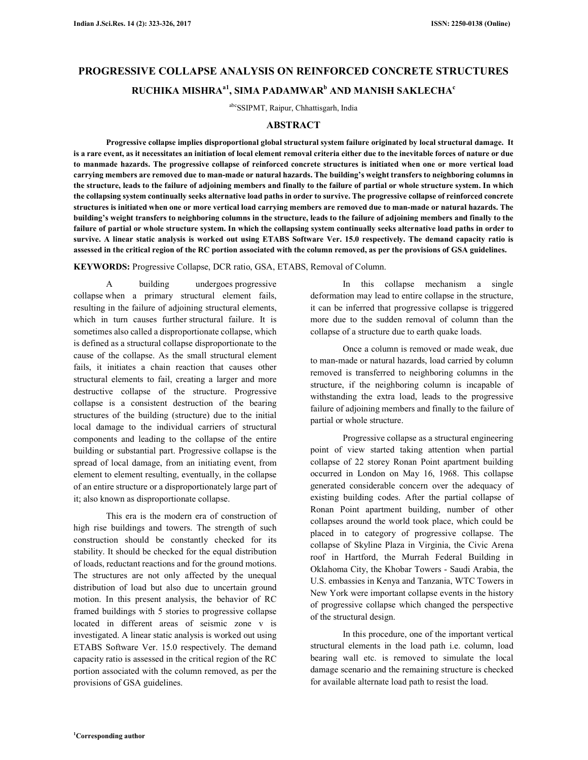# PROGRESSIVE COLLAPSE ANALYSIS ON REINFORCED CONCRETE STRUCTURES

**RUCHIKA MISHRA[a1], SIMA PADAMWAR[b] AND MANISH SAKLECHA[c]**

[abc]SSIPMT, Raipur, Chhattisgarh, India

## ABSTRACT

**Progressive collapse implies disproportional global structural system failure originated by local structural damage. It is a rare event, as it necessitates an initiation of local element removal criteria either due to the inevitable forces of nature or due to manmade hazards. The progressive collapse of reinforced concrete structures is initiated when one or more vertical load carrying members are removed due to man-made or natural hazards. The building's weight transfers to neighboring columns in the structure, leads to the failure of adjoining members and finally to the failure of partial or whole structure system. In which the collapsing system continually seeks alternative load paths in order to survive. The progressive collapse of reinforced concrete structures is initiated when one or more vertical load carrying members are removed due to man-made or natural hazards. The building's weight transfers to neighboring columns in the structure, leads to the failure of adjoining members and finally to the failure of partial or whole structure system. In which the collapsing system continually seeks alternative load paths in order to survive. A linear static analysis is worked out using ETABS Software Ver. 15.0 respectively. The demand capacity ratio is assessed in the critical region of the RC portion associated with the column removed, as per the provisions of GSA guidelines.**

**KEYWORDS:** Progressive Collapse, DCR ratio, GSA, ETABS, Removal of Column.

A building undergoes progressive collapse when a primary structural element fails, resulting in the failure of adjoining structural elements, which in turn causes further structural failure. It is sometimes also called a disproportionate collapse, which is defined as a structural collapse disproportionate to the cause of the collapse. As the small structural element fails, it initiates a chain reaction that causes other structural elements to fail, creating a larger and more destructive collapse of the structure. Progressive collapse is a consistent destruction of the bearing structures of the building (structure) due to the initial local damage to the individual carriers of structural components and leading to the collapse of the entire building or substantial part. Progressive collapse is the spread of local damage, from an initiating event, from element to element resulting, eventually, in the collapse of an entire structure or a disproportionately large part of it; also known as disproportionate collapse.

This era is the modern era of construction of high rise buildings and towers. The strength of such construction should be constantly checked for its stability. It should be checked for the equal distribution of loads, reductant reactions and for the ground motions. The structures are not only affected by the unequal distribution of load but also due to uncertain ground motion. In this present analysis, the behavior of RC framed buildings with 5 stories to progressive collapse located in different areas of seismic zone v is investigated. A linear static analysis is worked out using ETABS Software Ver. 15.0 respectively. The demand capacity ratio is assessed in the critical region of the RC portion associated with the column removed, as per the provisions of GSA guidelines.

In this collapse mechanism a single deformation may lead to entire collapse in the structure, it can be inferred that progressive collapse is triggered more due to the sudden removal of column than the collapse of a structure due to earth quake loads.

Once a column is removed or made weak, due to man-made or natural hazards, load carried by column removed is transferred to neighboring columns in the structure, if the neighboring column is incapable of withstanding the extra load, leads to the progressive failure of adjoining members and finally to the failure of partial or whole structure.

Progressive collapse as a structural engineering point of view started taking attention when partial collapse of 22 storey Ronan Point apartment building occurred in London on May 16, 1968. This collapse generated considerable concern over the adequacy of existing building codes. After the partial collapse of Ronan Point apartment building, number of other collapses around the world took place, which could be placed in to category of progressive collapse. The collapse of Skyline Plaza in Virginia, the Civic Arena roof in Hartford, the Murrah Federal Building in Oklahoma City, the Khobar Towers - Saudi Arabia, the U.S. embassies in Kenya and Tanzania, WTC Towers in New York were important collapse events in the history of progressive collapse which changed the perspective of the structural design.

In this procedure, one of the important vertical structural elements in the load path i.e. column, load bearing wall etc. is removed to simulate the local damage scenario and the remaining structure is checked for available alternate load path to resist the load.

[1]Corresponding author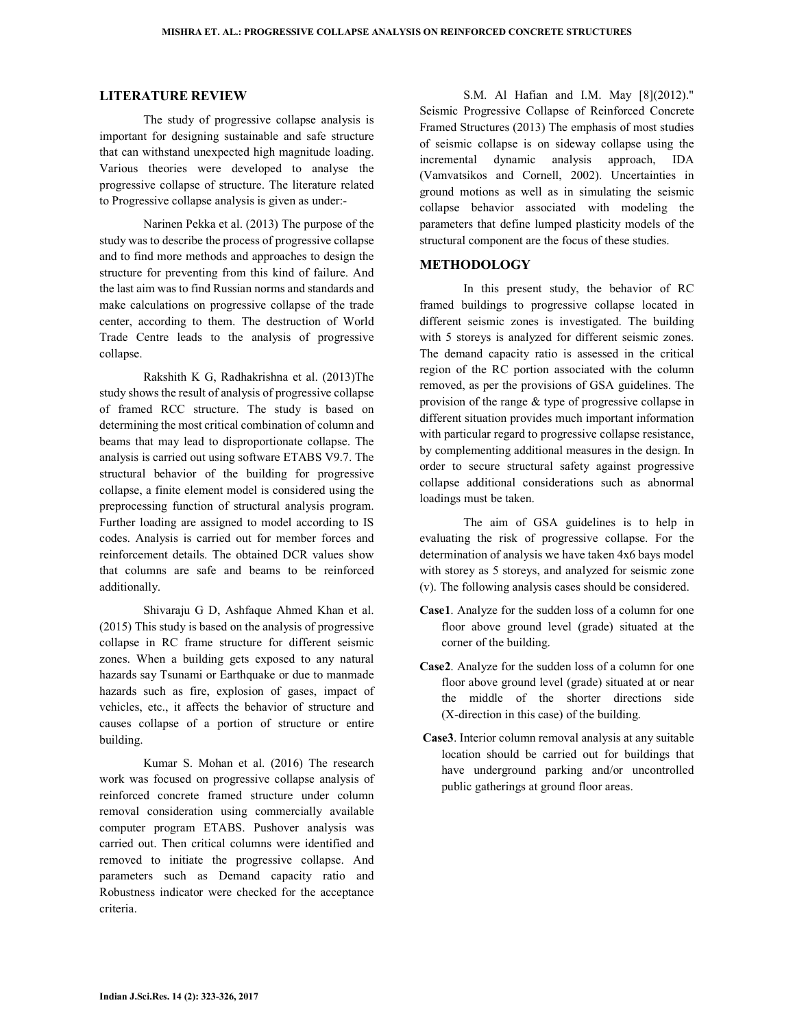## LITERATURE REVIEW

The study of progressive collapse analysis is important for designing sustainable and safe structure that can withstand unexpected high magnitude loading. Various theories were developed to analyse the progressive collapse of structure. The literature related to Progressive collapse analysis is given as under:-

Narinen Pekka et al. (2013) The purpose of the study was to describe the process of progressive collapse and to find more methods and approaches to design the structure for preventing from this kind of failure. And the last aim was to find Russian norms and standards and make calculations on progressive collapse of the trade center, according to them. The destruction of World Trade Centre leads to the analysis of progressive collapse.

Rakshith K G, Radhakrishna et al. (2013)The study shows the result of analysis of progressive collapse of framed RCC structure. The study is based on determining the most critical combination of column and beams that may lead to disproportionate collapse. The analysis is carried out using software ETABS V9.7. The structural behavior of the building for progressive collapse, a finite element model is considered using the preprocessing function of structural analysis program. Further loading are assigned to model according to IS codes. Analysis is carried out for member forces and reinforcement details. The obtained DCR values show that columns are safe and beams to be reinforced additionally.

Shivaraju G D, Ashfaque Ahmed Khan et al. (2015) This study is based on the analysis of progressive collapse in RC frame structure for different seismic zones. When a building gets exposed to any natural hazards say Tsunami or Earthquake or due to manmade hazards such as fire, explosion of gases, impact of vehicles, etc., it affects the behavior of structure and causes collapse of a portion of structure or entire building.

Kumar S. Mohan et al. (2016) The research work was focused on progressive collapse analysis of reinforced concrete framed structure under column removal consideration using commercially available computer program ETABS. Pushover analysis was carried out. Then critical columns were identified and removed to initiate the progressive collapse. And parameters such as Demand capacity ratio and Robustness indicator were checked for the acceptance criteria.

S.M. Al Hafian and I.M. May [8](2012)." Seismic Progressive Collapse of Reinforced Concrete Framed Structures (2013) The emphasis of most studies of seismic collapse is on sideway collapse using the incremental dynamic analysis approach, IDA (Vamvatsikos and Cornell, 2002). Uncertainties in ground motions as well as in simulating the seismic collapse behavior associated with modeling the parameters that define lumped plasticity models of the structural component are the focus of these studies.

## METHODOLOGY

In this present study, the behavior of RC framed buildings to progressive collapse located in different seismic zones is investigated. The building with 5 storeys is analyzed for different seismic zones. The demand capacity ratio is assessed in the critical region of the RC portion associated with the column removed, as per the provisions of GSA guidelines. The provision of the range & type of progressive collapse in different situation provides much important information with particular regard to progressive collapse resistance, by complementing additional measures in the design. In order to secure structural safety against progressive collapse additional considerations such as abnormal loadings must be taken.

The aim of GSA guidelines is to help in evaluating the risk of progressive collapse. For the determination of analysis we have taken 4x6 bays model with storey as 5 storeys, and analyzed for seismic zone (v). The following analysis cases should be considered.

**Case1**. Analyze for the sudden loss of a column for one floor above ground level (grade) situated at the corner of the building.

**Case2**. Analyze for the sudden loss of a column for one floor above ground level (grade) situated at or near the middle of the shorter directions side (X-direction in this case) of the building.

**Case3**. Interior column removal analysis at any suitable location should be carried out for buildings that have underground parking and/or uncontrolled public gatherings at ground floor areas.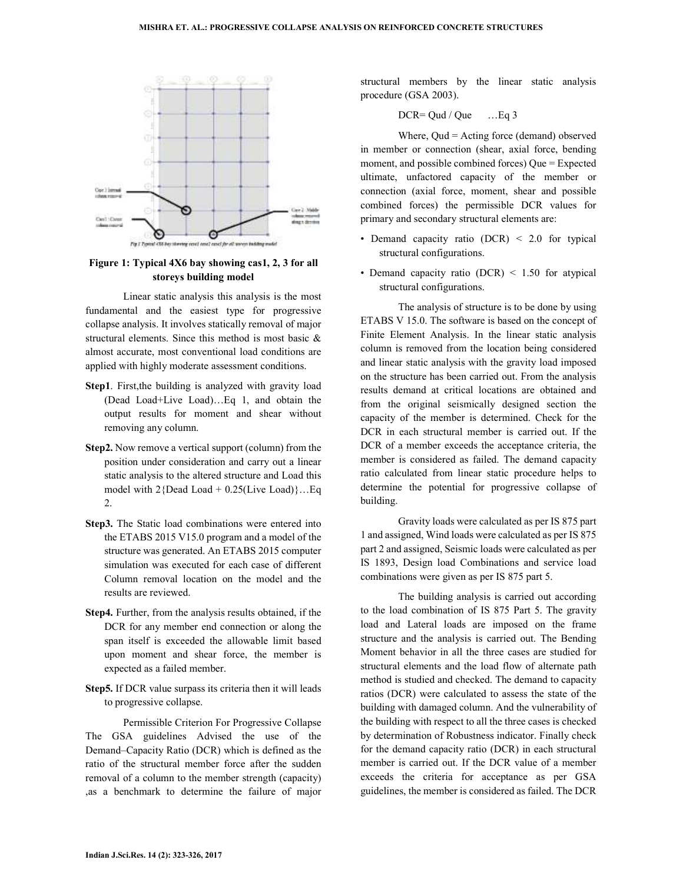Figure 1: Typical 4X6 bay showing cas1, 2, 3 for all storeys building model

Linear static analysis this analysis is the most fundamental and the easiest type for progressive collapse analysis. It involves statically removal of major structural elements. Since this method is most basic & almost accurate, most conventional load conditions are applied with highly moderate assessment conditions.

**Step1**. First,the building is analyzed with gravity load (Dead Load+Live Load)…Eq 1, and obtain the output results for moment and shear without removing any column.

**Step2.** Now remove a vertical support (column) from the position under consideration and carry out a linear static analysis to the altered structure and Load this model with 2{Dead Load + 0.25(Live Load)}…Eq 2.

**Step3.** The Static load combinations were entered into the ETABS 2015 V15.0 program and a model of the structure was generated. An ETABS 2015 computer simulation was executed for each case of different Column removal location on the model and the results are reviewed.

**Step4.** Further, from the analysis results obtained, if the DCR for any member end connection or along the span itself is exceeded the allowable limit based upon moment and shear force, the member is expected as a failed member.

**Step5.** If DCR value surpass its criteria then it will leads to progressive collapse.

Permissible Criterion For Progressive Collapse The GSA guidelines Advised the use of the Demand–Capacity Ratio (DCR) which is defined as the ratio of the structural member force after the sudden removal of a column to the member strength (capacity) ,as a benchmark to determine the failure of major structural members by the linear static analysis procedure (GSA 2003).

DCR= Qud / Que …Eq 3

Where, Qud = Acting force (demand) observed in member or connection (shear, axial force, bending moment, and possible combined forces) Que = Expected ultimate, unfactored capacity of the member or connection (axial force, moment, shear and possible combined forces) the permissible DCR values for primary and secondary structural elements are:

- Demand capacity ratio (DCR) < 2.0 for typical structural configurations.
- Demand capacity ratio (DCR) < 1.50 for atypical structural configurations.

The analysis of structure is to be done by using ETABS V 15.0. The software is based on the concept of Finite Element Analysis. In the linear static analysis column is removed from the location being considered and linear static analysis with the gravity load imposed on the structure has been carried out. From the analysis results demand at critical locations are obtained and from the original seismically designed section the capacity of the member is determined. Check for the DCR in each structural member is carried out. If the DCR of a member exceeds the acceptance criteria, the member is considered as failed. The demand capacity ratio calculated from linear static procedure helps to determine the potential for progressive collapse of building.

Gravity loads were calculated as per IS 875 part 1 and assigned, Wind loads were calculated as per IS 875 part 2 and assigned, Seismic loads were calculated as per IS 1893, Design load Combinations and service load combinations were given as per IS 875 part 5.

The building analysis is carried out according to the load combination of IS 875 Part 5. The gravity load and Lateral loads are imposed on the frame structure and the analysis is carried out. The Bending Moment behavior in all the three cases are studied for structural elements and the load flow of alternate path method is studied and checked. The demand to capacity ratios (DCR) were calculated to assess the state of the building with damaged column. And the vulnerability of the building with respect to all the three cases is checked by determination of Robustness indicator. Finally check for the demand capacity ratio (DCR) in each structural member is carried out. If the DCR value of a member exceeds the criteria for acceptance as per GSA guidelines, the member is considered as failed. The DCR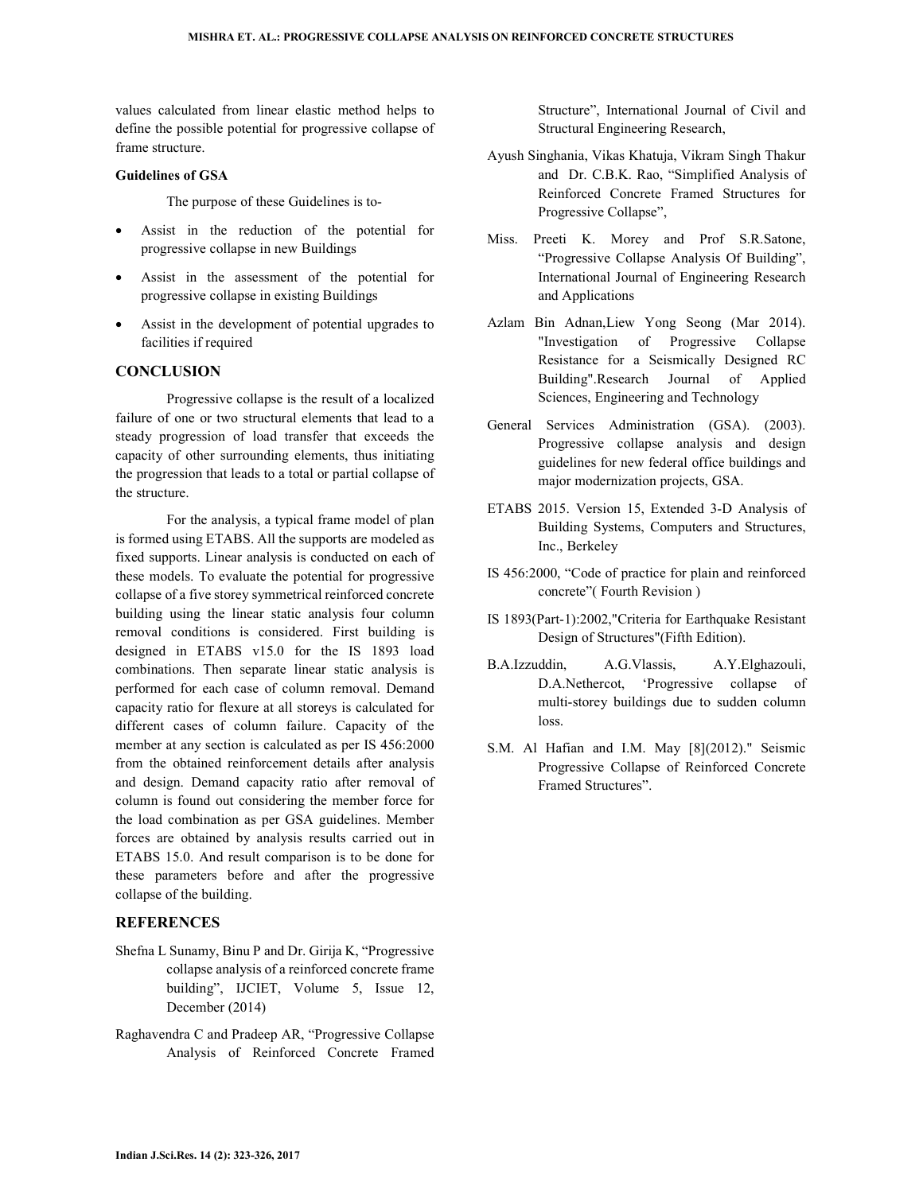values calculated from linear elastic method helps to define the possible potential for progressive collapse of frame structure.

**Guidelines of GSA**

The purpose of these Guidelines is to-

- Assist in the reduction of the potential for progressive collapse in new Buildings
- Assist in the assessment of the potential for progressive collapse in existing Buildings
- Assist in the development of potential upgrades to facilities if required

## CONCLUSION

Progressive collapse is the result of a localized failure of one or two structural elements that lead to a steady progression of load transfer that exceeds the capacity of other surrounding elements, thus initiating the progression that leads to a total or partial collapse of the structure.

For the analysis, a typical frame model of plan is formed using ETABS. All the supports are modeled as fixed supports. Linear analysis is conducted on each of these models. To evaluate the potential for progressive collapse of a five storey symmetrical reinforced concrete building using the linear static analysis four column removal conditions is considered. First building is designed in ETABS v15.0 for the IS 1893 load combinations. Then separate linear static analysis is performed for each case of column removal. Demand capacity ratio for flexure at all storeys is calculated for different cases of column failure. Capacity of the member at any section is calculated as per IS 456:2000 from the obtained reinforcement details after analysis and design. Demand capacity ratio after removal of column is found out considering the member force for the load combination as per GSA guidelines. Member forces are obtained by analysis results carried out in ETABS 15.0. And result comparison is to be done for these parameters before and after the progressive collapse of the building.

## REFERENCES

Shefna L Sunamy, Binu P and Dr. Girija K, "Progressive collapse analysis of a reinforced concrete frame building", IJCIET, Volume 5, Issue 12, December (2014)

Raghavendra C and Pradeep AR, "Progressive Collapse Analysis of Reinforced Concrete Framed Structure", International Journal of Civil and Structural Engineering Research,

Ayush Singhania, Vikas Khatuja, Vikram Singh Thakur and Dr. C.B.K. Rao, "Simplified Analysis of Reinforced Concrete Framed Structures for Progressive Collapse",

Miss. Preeti K. Morey and Prof S.R.Satone, "Progressive Collapse Analysis Of Building", International Journal of Engineering Research and Applications

Azlam Bin Adnan,Liew Yong Seong (Mar 2014). "Investigation of Progressive Collapse Resistance for a Seismically Designed RC Building".Research Journal of Applied Sciences, Engineering and Technology

General Services Administration (GSA). (2003). Progressive collapse analysis and design guidelines for new federal office buildings and major modernization projects, GSA.

ETABS 2015. Version 15, Extended 3-D Analysis of Building Systems, Computers and Structures, Inc., Berkeley

IS 456:2000, "Code of practice for plain and reinforced concrete"( Fourth Revision )

IS 1893(Part-1):2002,"Criteria for Earthquake Resistant Design of Structures"(Fifth Edition).

B.A.Izzuddin, A.G.Vlassis, A.Y.Elghazouli, D.A.Nethercot, 'Progressive collapse of multi-storey buildings due to sudden column loss.

S.M. Al Hafian and I.M. May [8](2012)." Seismic Progressive Collapse of Reinforced Concrete Framed Structures".